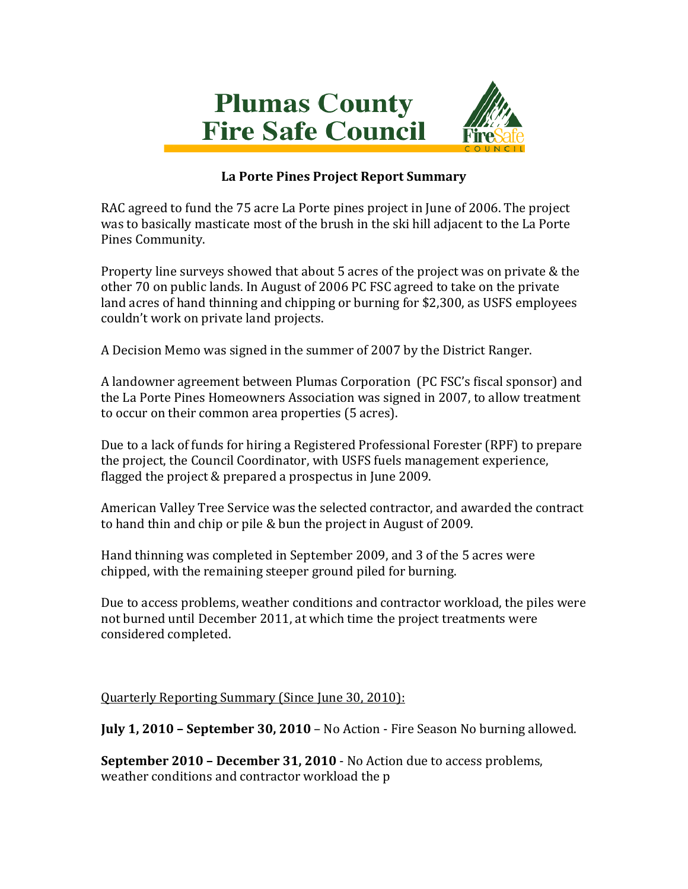# Plumas County Fire Safe Council

## La Porte Pines Project Report Summary

RAC agreed to fund the 75 acre La Porte pines project in June of 2006. The project was to basically masticate most of the brush in the ski hill adjacent to the La Porte Pines Community.

Property line surveys showed that about 5 acres of the project was on private & the other 70 on public lands. In August of 2006 PC FSC agreed to take on the private land acres of hand thinning and chipping or burning for $2,300, as USFS employees couldn't work on private land projects.

A Decision Memo was signed in the summer of 2007 by the District Ranger.

A landowner agreement between Plumas Corporation (PC FSC's fiscal sponsor) and the La Porte Pines Homeowners Association was signed in 2007, to allow treatment to occur on their common area properties (5 acres).

Due to a lack of funds for hiring a Registered Professional Forester (RPF) to prepare the project, the Council Coordinator, with USFS fuels management experience, flagged the project & prepared a prospectus in June 2009.

American Valley Tree Service was the selected contractor, and awarded the contract to hand thin and chip or pile & bun the project in August of 2009.

Hand thinning was completed in September 2009, and 3 of the 5 acres were chipped, with the remaining steeper ground piled for burning.

Due to access problems, weather conditions and contractor workload, the piles were not burned until December 2011, at which time the project treatments were considered completed.

<u>Quarterly Reporting Summary (Since June 30, 2010):</u>

**July 1, 2010 – September 30, 2010** – No Action - Fire Season No burning allowed.

**September 2010 – December 31, 2010** - No Action due to access problems, weather conditions and contractor workload the p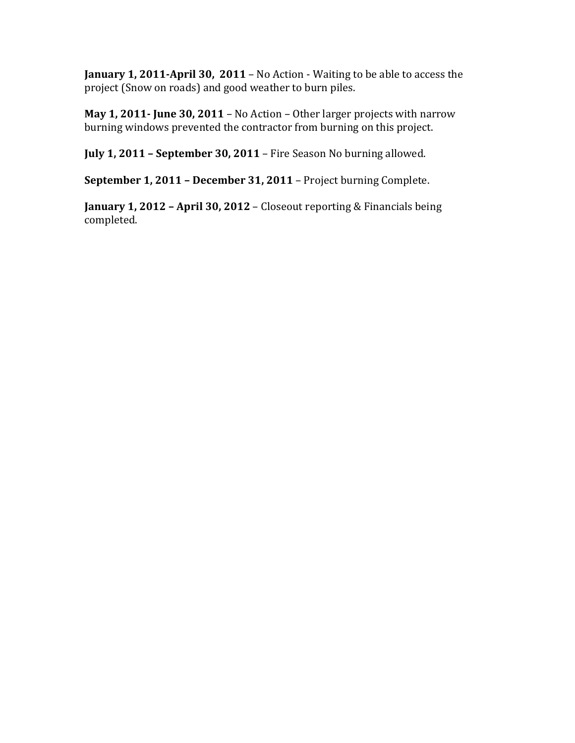**January 1, 2011-April 30, 2011** – No Action - Waiting to be able to access the project (Snow on roads) and good weather to burn piles.

**May 1, 2011- June 30, 2011** – No Action – Other larger projects with narrow burning windows prevented the contractor from burning on this project.

**July 1, 2011 – September 30, 2011** – Fire Season No burning allowed.

**September 1, 2011 – December 31, 2011** – Project burning Complete.

**January 1, 2012 – April 30, 2012** – Closeout reporting & Financials being completed.